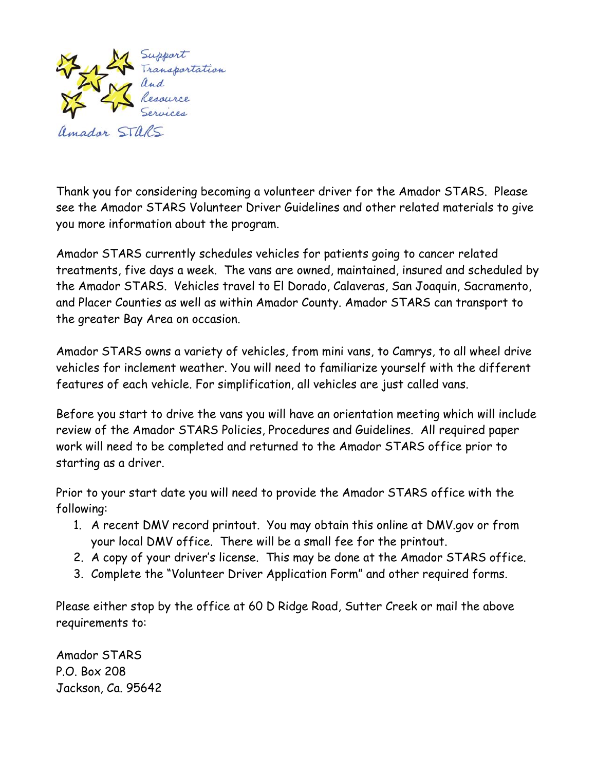Support
Transportation
And
Resource
Services

Amador STARS

Thank you for considering becoming a volunteer driver for the Amador STARS. Please see the Amador STARS Volunteer Driver Guidelines and other related materials to give you more information about the program.

Amador STARS currently schedules vehicles for patients going to cancer related treatments, five days a week. The vans are owned, maintained, insured and scheduled by the Amador STARS. Vehicles travel to El Dorado, Calaveras, San Joaquin, Sacramento, and Placer Counties as well as within Amador County. Amador STARS can transport to the greater Bay Area on occasion.

Amador STARS owns a variety of vehicles, from mini vans, to Camrys, to all wheel drive vehicles for inclement weather. You will need to familiarize yourself with the different features of each vehicle. For simplification, all vehicles are just called vans.

Before you start to drive the vans you will have an orientation meeting which will include review of the Amador STARS Policies, Procedures and Guidelines. All required paper work will need to be completed and returned to the Amador STARS office prior to starting as a driver.

Prior to your start date you will need to provide the Amador STARS office with the following:

1. A recent DMV record printout. You may obtain this online at DMV.gov or from your local DMV office. There will be a small fee for the printout.
2. A copy of your driver's license. This may be done at the Amador STARS office.
3. Complete the "Volunteer Driver Application Form" and other required forms.

Please either stop by the office at 60 D Ridge Road, Sutter Creek or mail the above requirements to:

Amador STARS
P.O. Box 208
Jackson, Ca. 95642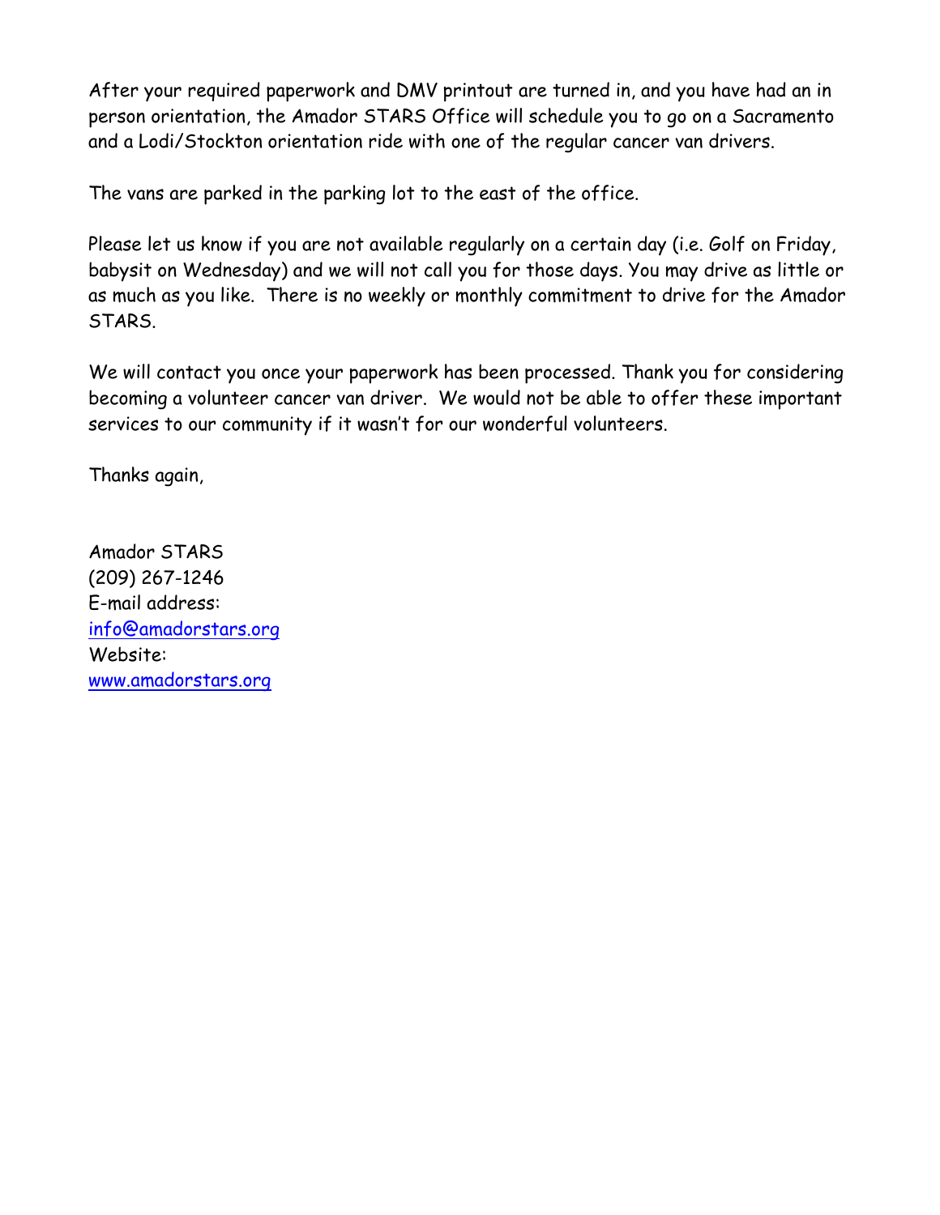After your required paperwork and DMV printout are turned in, and you have had an in person orientation, the Amador STARS Office will schedule you to go on a Sacramento and a Lodi/Stockton orientation ride with one of the regular cancer van drivers.

The vans are parked in the parking lot to the east of the office.

Please let us know if you are not available regularly on a certain day (i.e. Golf on Friday, babysit on Wednesday) and we will not call you for those days. You may drive as little or as much as you like. There is no weekly or monthly commitment to drive for the Amador STARS.

We will contact you once your paperwork has been processed. Thank you for considering becoming a volunteer cancer van driver. We would not be able to offer these important services to our community if it wasn't for our wonderful volunteers.

Thanks again,

Amador STARS
(209) 267-1246
E-mail address:
info@amadorstars.org
Website:
www.amadorstars.org